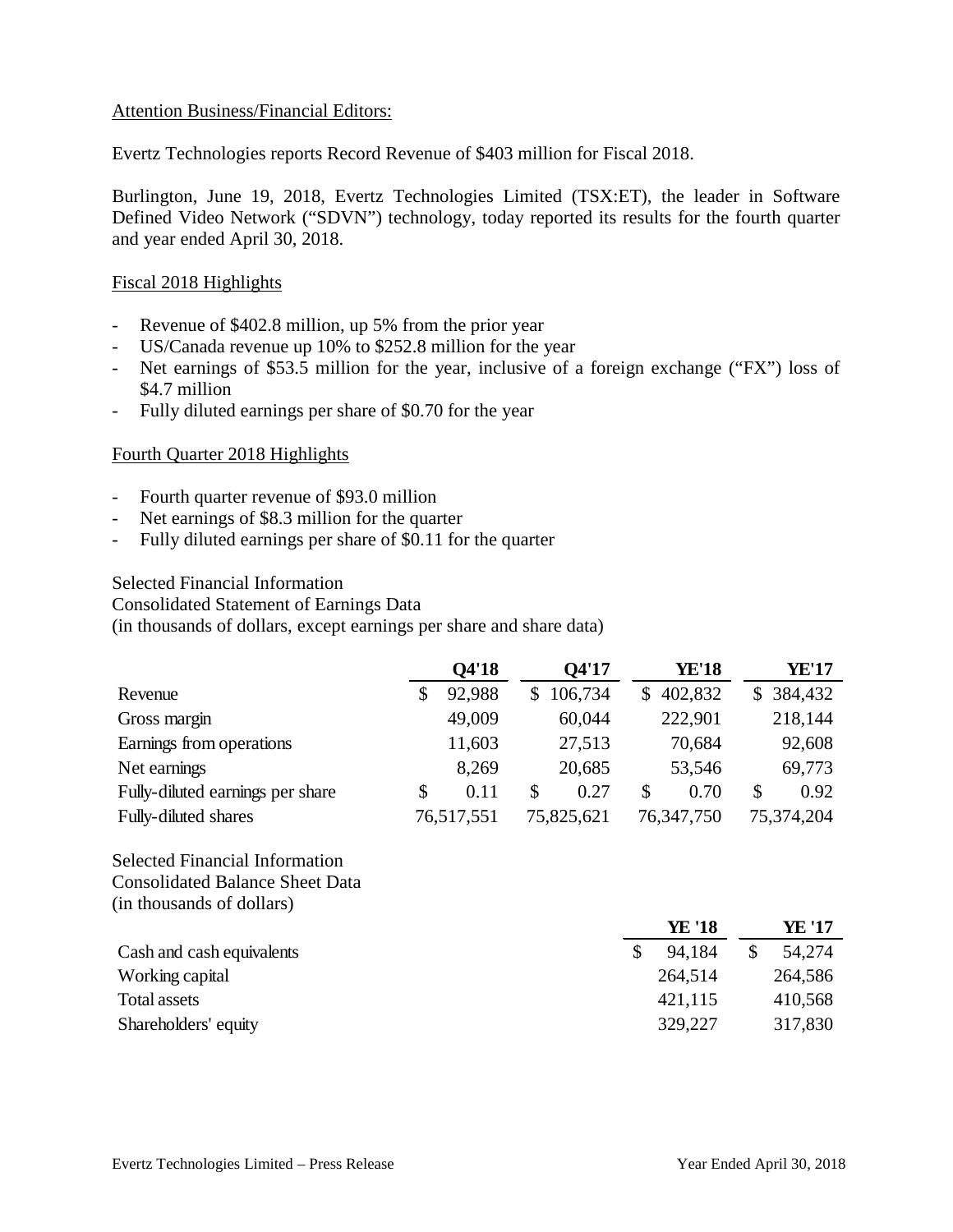Attention Business/Financial Editors:

Evertz Technologies reports Record Revenue of $403 million for Fiscal 2018.

Burlington, June 19, 2018, Evertz Technologies Limited (TSX:ET), the leader in Software Defined Video Network ("SDVN") technology, today reported its results for the fourth quarter and year ended April 30, 2018.

Fiscal 2018 Highlights

- Revenue of $402.8 million, up 5% from the prior year
- US/Canada revenue up 10% to $252.8 million for the year
- Net earnings of $53.5 million for the year, inclusive of a foreign exchange ("FX") loss of $4.7 million
- Fully diluted earnings per share of $0.70 for the year

Fourth Quarter 2018 Highlights

- Fourth quarter revenue of $93.0 million
- Net earnings of $8.3 million for the quarter
- Fully diluted earnings per share of $0.11 for the quarter

Selected Financial Information
Consolidated Statement of Earnings Data
(in thousands of dollars, except earnings per share and share data)

| | Q4'18 | Q4'17 | YE'18 | YE'17 |
|---|---|---|---|---|
| Revenue | $ 92,988 | $ 106,734 | $ 402,832 | $ 384,432 |
| Gross margin | 49,009 | 60,044 | 222,901 | 218,144 |
| Earnings from operations | 11,603 | 27,513 | 70,684 | 92,608 |
| Net earnings | 8,269 | 20,685 | 53,546 | 69,773 |
| Fully-diluted earnings per share | $ 0.11 | $ 0.27 | $ 0.70 | $ 0.92 |
| Fully-diluted shares | 76,517,551 | 75,825,621 | 76,347,750 | 75,374,204 |

Selected Financial Information
Consolidated Balance Sheet Data
(in thousands of dollars)

| | YE '18 | YE '17 |
|---|---|---|
| Cash and cash equivalents | $ 94,184 | $ 54,274 |
| Working capital | 264,514 | 264,586 |
| Total assets | 421,115 | 410,568 |
| Shareholders' equity | 329,227 | 317,830 |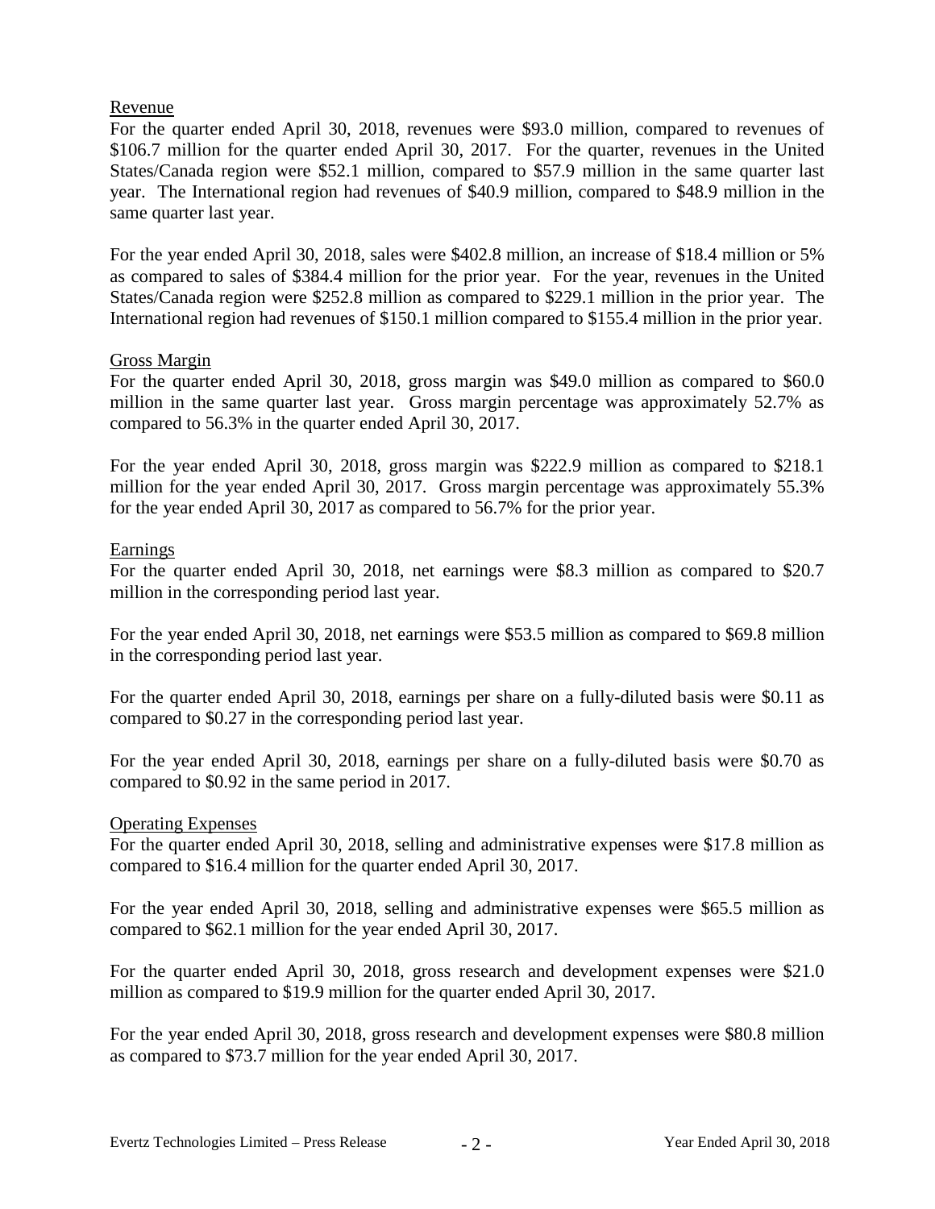Revenue

For the quarter ended April 30, 2018, revenues were $93.0 million, compared to revenues of $106.7 million for the quarter ended April 30, 2017. For the quarter, revenues in the United States/Canada region were $52.1 million, compared to $57.9 million in the same quarter last year. The International region had revenues of $40.9 million, compared to $48.9 million in the same quarter last year.

For the year ended April 30, 2018, sales were $402.8 million, an increase of $18.4 million or 5% as compared to sales of $384.4 million for the prior year. For the year, revenues in the United States/Canada region were $252.8 million as compared to $229.1 million in the prior year. The International region had revenues of $150.1 million compared to $155.4 million in the prior year.

Gross Margin

For the quarter ended April 30, 2018, gross margin was $49.0 million as compared to $60.0 million in the same quarter last year. Gross margin percentage was approximately 52.7% as compared to 56.3% in the quarter ended April 30, 2017.

For the year ended April 30, 2018, gross margin was $222.9 million as compared to $218.1 million for the year ended April 30, 2017. Gross margin percentage was approximately 55.3% for the year ended April 30, 2017 as compared to 56.7% for the prior year.

Earnings

For the quarter ended April 30, 2018, net earnings were $8.3 million as compared to $20.7 million in the corresponding period last year.

For the year ended April 30, 2018, net earnings were $53.5 million as compared to $69.8 million in the corresponding period last year.

For the quarter ended April 30, 2018, earnings per share on a fully-diluted basis were $0.11 as compared to $0.27 in the corresponding period last year.

For the year ended April 30, 2018, earnings per share on a fully-diluted basis were $0.70 as compared to $0.92 in the same period in 2017.

Operating Expenses

For the quarter ended April 30, 2018, selling and administrative expenses were $17.8 million as compared to $16.4 million for the quarter ended April 30, 2017.

For the year ended April 30, 2018, selling and administrative expenses were $65.5 million as compared to $62.1 million for the year ended April 30, 2017.

For the quarter ended April 30, 2018, gross research and development expenses were $21.0 million as compared to $19.9 million for the quarter ended April 30, 2017.

For the year ended April 30, 2018, gross research and development expenses were $80.8 million as compared to $73.7 million for the year ended April 30, 2017.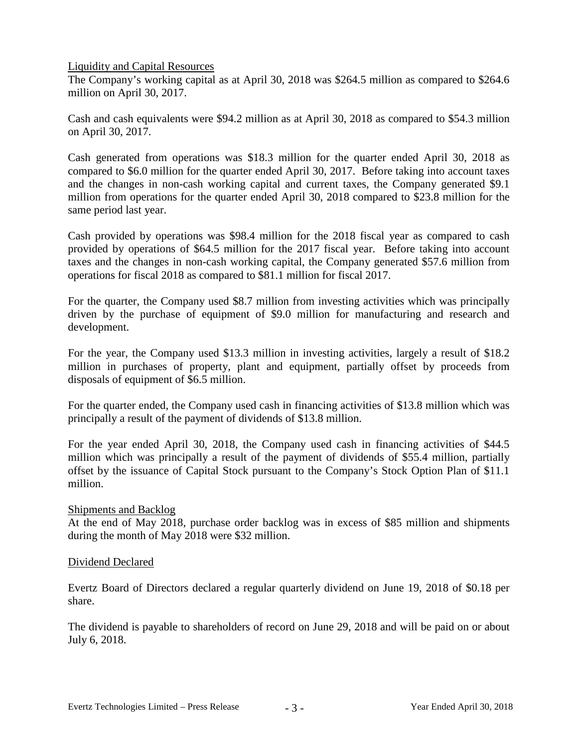## Liquidity and Capital Resources

The Company's working capital as at April 30, 2018 was $264.5 million as compared to $264.6 million on April 30, 2017.

Cash and cash equivalents were $94.2 million as at April 30, 2018 as compared to $54.3 million on April 30, 2017.

Cash generated from operations was $18.3 million for the quarter ended April 30, 2018 as compared to $6.0 million for the quarter ended April 30, 2017. Before taking into account taxes and the changes in non-cash working capital and current taxes, the Company generated $9.1 million from operations for the quarter ended April 30, 2018 compared to $23.8 million for the same period last year.

Cash provided by operations was $98.4 million for the 2018 fiscal year as compared to cash provided by operations of $64.5 million for the 2017 fiscal year. Before taking into account taxes and the changes in non-cash working capital, the Company generated $57.6 million from operations for fiscal 2018 as compared to $81.1 million for fiscal 2017.

For the quarter, the Company used $8.7 million from investing activities which was principally driven by the purchase of equipment of $9.0 million for manufacturing and research and development.

For the year, the Company used $13.3 million in investing activities, largely a result of $18.2 million in purchases of property, plant and equipment, partially offset by proceeds from disposals of equipment of $6.5 million.

For the quarter ended, the Company used cash in financing activities of $13.8 million which was principally a result of the payment of dividends of $13.8 million.

For the year ended April 30, 2018, the Company used cash in financing activities of $44.5 million which was principally a result of the payment of dividends of $55.4 million, partially offset by the issuance of Capital Stock pursuant to the Company's Stock Option Plan of $11.1 million.

## Shipments and Backlog

At the end of May 2018, purchase order backlog was in excess of $85 million and shipments during the month of May 2018 were $32 million.

## Dividend Declared

Evertz Board of Directors declared a regular quarterly dividend on June 19, 2018 of $0.18 per share.

The dividend is payable to shareholders of record on June 29, 2018 and will be paid on or about July 6, 2018.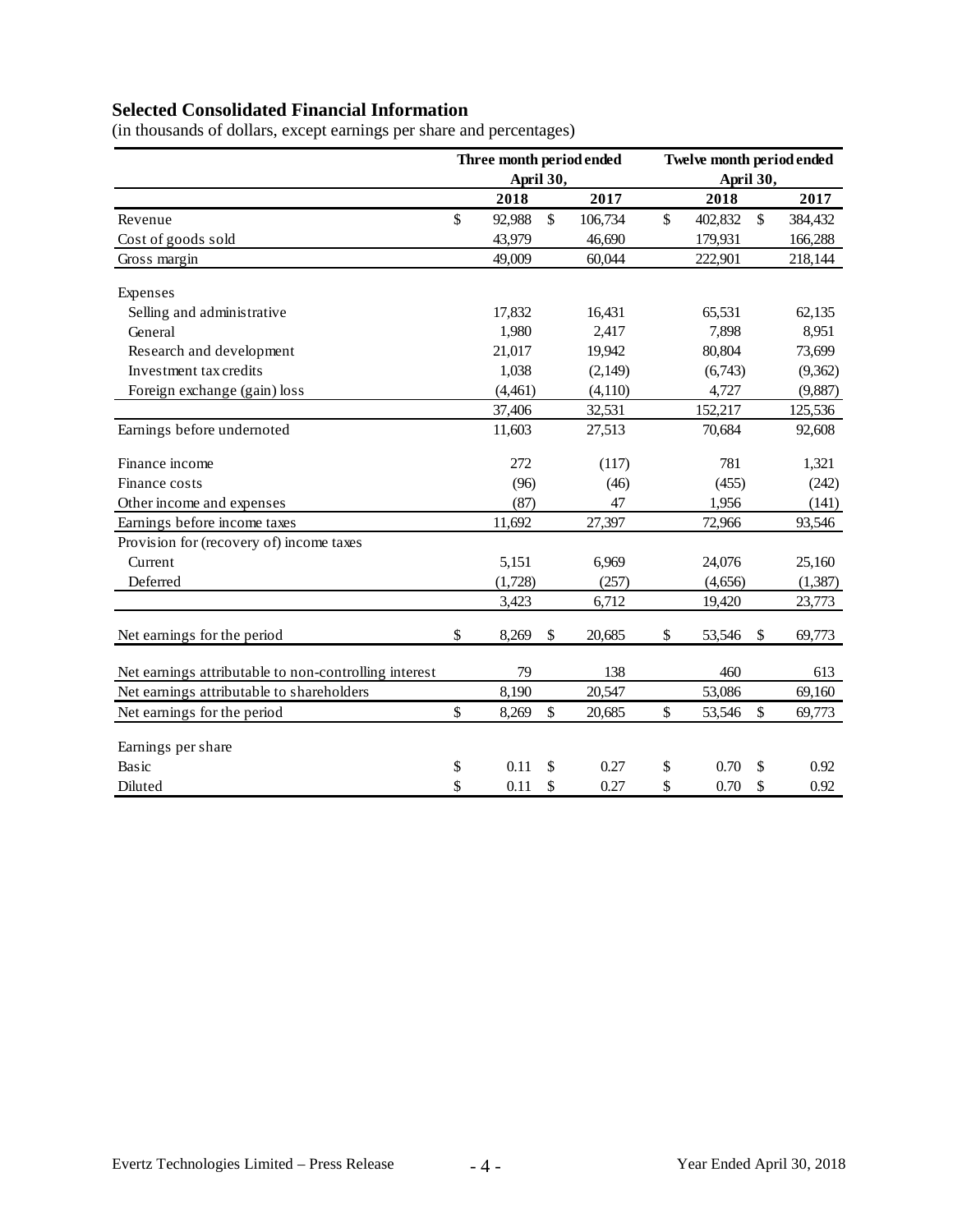## Selected Consolidated Financial Information

(in thousands of dollars, except earnings per share and percentages)

| | Three month period ended April 30, | | Twelve month period ended April 30, | |
|---|---|---|---|---|
| | 2018 | 2017 | 2018 | 2017 |
| Revenue | $ 92,988 | $ 106,734 | $ 402,832 | $ 384,432 |
| Cost of goods sold | 43,979 | 46,690 | 179,931 | 166,288 |
| Gross margin | 49,009 | 60,044 | 222,901 | 218,144 |
| Expenses | | | | |
| Selling and administrative | 17,832 | 16,431 | 65,531 | 62,135 |
| General | 1,980 | 2,417 | 7,898 | 8,951 |
| Research and development | 21,017 | 19,942 | 80,804 | 73,699 |
| Investment tax credits | 1,038 | (2,149) | (6,743) | (9,362) |
| Foreign exchange (gain) loss | (4,461) | (4,110) | 4,727 | (9,887) |
| | 37,406 | 32,531 | 152,217 | 125,536 |
| Earnings before undernoted | 11,603 | 27,513 | 70,684 | 92,608 |
| Finance income | 272 | (117) | 781 | 1,321 |
| Finance costs | (96) | (46) | (455) | (242) |
| Other income and expenses | (87) | 47 | 1,956 | (141) |
| Earnings before income taxes | 11,692 | 27,397 | 72,966 | 93,546 |
| Provision for (recovery of) income taxes | | | | |
| Current | 5,151 | 6,969 | 24,076 | 25,160 |
| Deferred | (1,728) | (257) | (4,656) | (1,387) |
| | 3,423 | 6,712 | 19,420 | 23,773 |
| Net earnings for the period | $ 8,269 | $ 20,685 | $ 53,546 | $ 69,773 |
| Net earnings attributable to non-controlling interest | 79 | 138 | 460 | 613 |
| Net earnings attributable to shareholders | 8,190 | 20,547 | 53,086 | 69,160 |
| Net earnings for the period | $ 8,269 | $ 20,685 | $ 53,546 | $ 69,773 |
| Earnings per share | | | | |
| Basic | $ 0.11 | $ 0.27 | $ 0.70 | $ 0.92 |
| Diluted | $ 0.11 | $ 0.27 | $ 0.70 | $ 0.92 |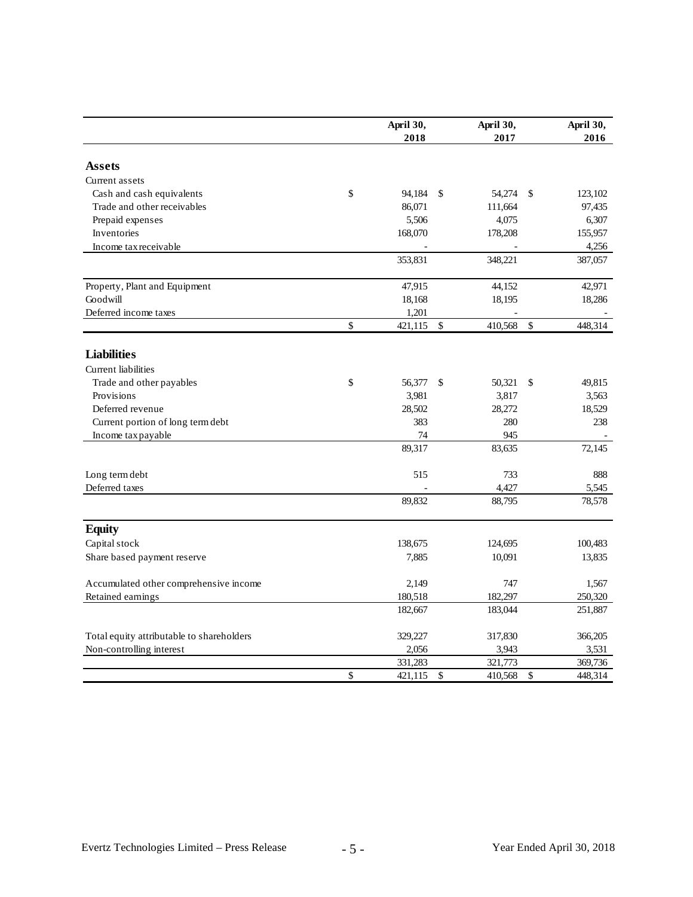| | April 30, 2018 | April 30, 2017 | April 30, 2016 |
|---|---|---|---|
| **Assets** | | | |
| Current assets | | | |
| Cash and cash equivalents | $ 94,184 | $ 54,274 | $ 123,102 |
| Trade and other receivables | 86,071 | 111,664 | 97,435 |
| Prepaid expenses | 5,506 | 4,075 | 6,307 |
| Inventories | 168,070 | 178,208 | 155,957 |
| Income tax receivable | - | - | 4,256 |
| | 353,831 | 348,221 | 387,057 |
| Property, Plant and Equipment | 47,915 | 44,152 | 42,971 |
| Goodwill | 18,168 | 18,195 | 18,286 |
| Deferred income taxes | 1,201 | - | - |
| | $ 421,115 | $ 410,568 | $ 448,314 |
| **Liabilities** | | | |
| Current liabilities | | | |
| Trade and other payables | $ 56,377 | $ 50,321 | $ 49,815 |
| Provisions | 3,981 | 3,817 | 3,563 |
| Deferred revenue | 28,502 | 28,272 | 18,529 |
| Current portion of long term debt | 383 | 280 | 238 |
| Income tax payable | 74 | 945 | - |
| | 89,317 | 83,635 | 72,145 |
| Long term debt | 515 | 733 | 888 |
| Deferred taxes | - | 4,427 | 5,545 |
| | 89,832 | 88,795 | 78,578 |
| **Equity** | | | |
| Capital stock | 138,675 | 124,695 | 100,483 |
| Share based payment reserve | 7,885 | 10,091 | 13,835 |
| Accumulated other comprehensive income | 2,149 | 747 | 1,567 |
| Retained earnings | 180,518 | 182,297 | 250,320 |
| | 182,667 | 183,044 | 251,887 |
| Total equity attributable to shareholders | 329,227 | 317,830 | 366,205 |
| Non-controlling interest | 2,056 | 3,943 | 3,531 |
| | 331,283 | 321,773 | 369,736 |
| | $ 421,115 | $ 410,568 | $ 448,314 |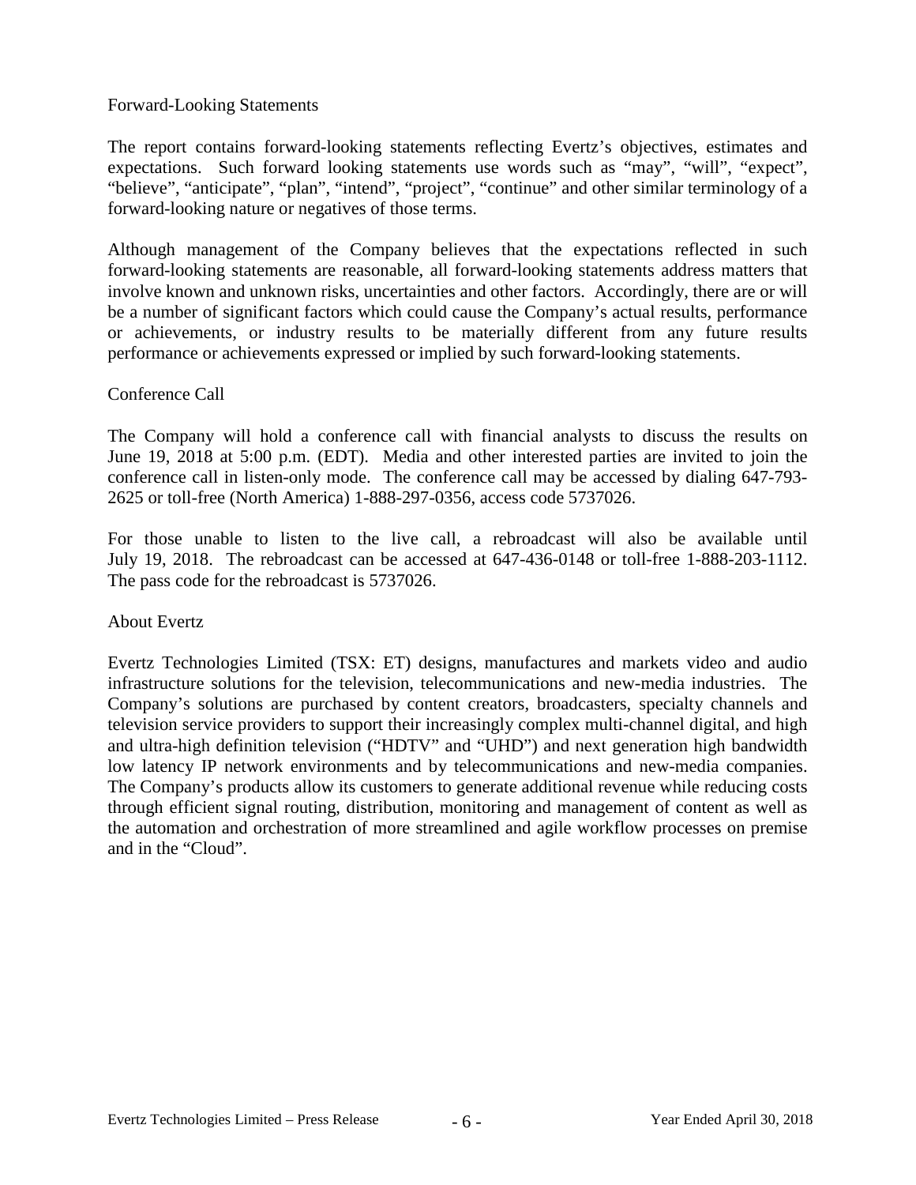## Forward-Looking Statements

The report contains forward-looking statements reflecting Evertz's objectives, estimates and expectations. Such forward looking statements use words such as "may", "will", "expect", "believe", "anticipate", "plan", "intend", "project", "continue" and other similar terminology of a forward-looking nature or negatives of those terms.

Although management of the Company believes that the expectations reflected in such forward-looking statements are reasonable, all forward-looking statements address matters that involve known and unknown risks, uncertainties and other factors. Accordingly, there are or will be a number of significant factors which could cause the Company's actual results, performance or achievements, or industry results to be materially different from any future results performance or achievements expressed or implied by such forward-looking statements.

## Conference Call

The Company will hold a conference call with financial analysts to discuss the results on June 19, 2018 at 5:00 p.m. (EDT). Media and other interested parties are invited to join the conference call in listen-only mode. The conference call may be accessed by dialing 647-793-2625 or toll-free (North America) 1-888-297-0356, access code 5737026.

For those unable to listen to the live call, a rebroadcast will also be available until July 19, 2018. The rebroadcast can be accessed at 647-436-0148 or toll-free 1-888-203-1112. The pass code for the rebroadcast is 5737026.

## About Evertz

Evertz Technologies Limited (TSX: ET) designs, manufactures and markets video and audio infrastructure solutions for the television, telecommunications and new-media industries. The Company's solutions are purchased by content creators, broadcasters, specialty channels and television service providers to support their increasingly complex multi-channel digital, and high and ultra-high definition television ("HDTV" and "UHD") and next generation high bandwidth low latency IP network environments and by telecommunications and new-media companies. The Company's products allow its customers to generate additional revenue while reducing costs through efficient signal routing, distribution, monitoring and management of content as well as the automation and orchestration of more streamlined and agile workflow processes on premise and in the "Cloud".